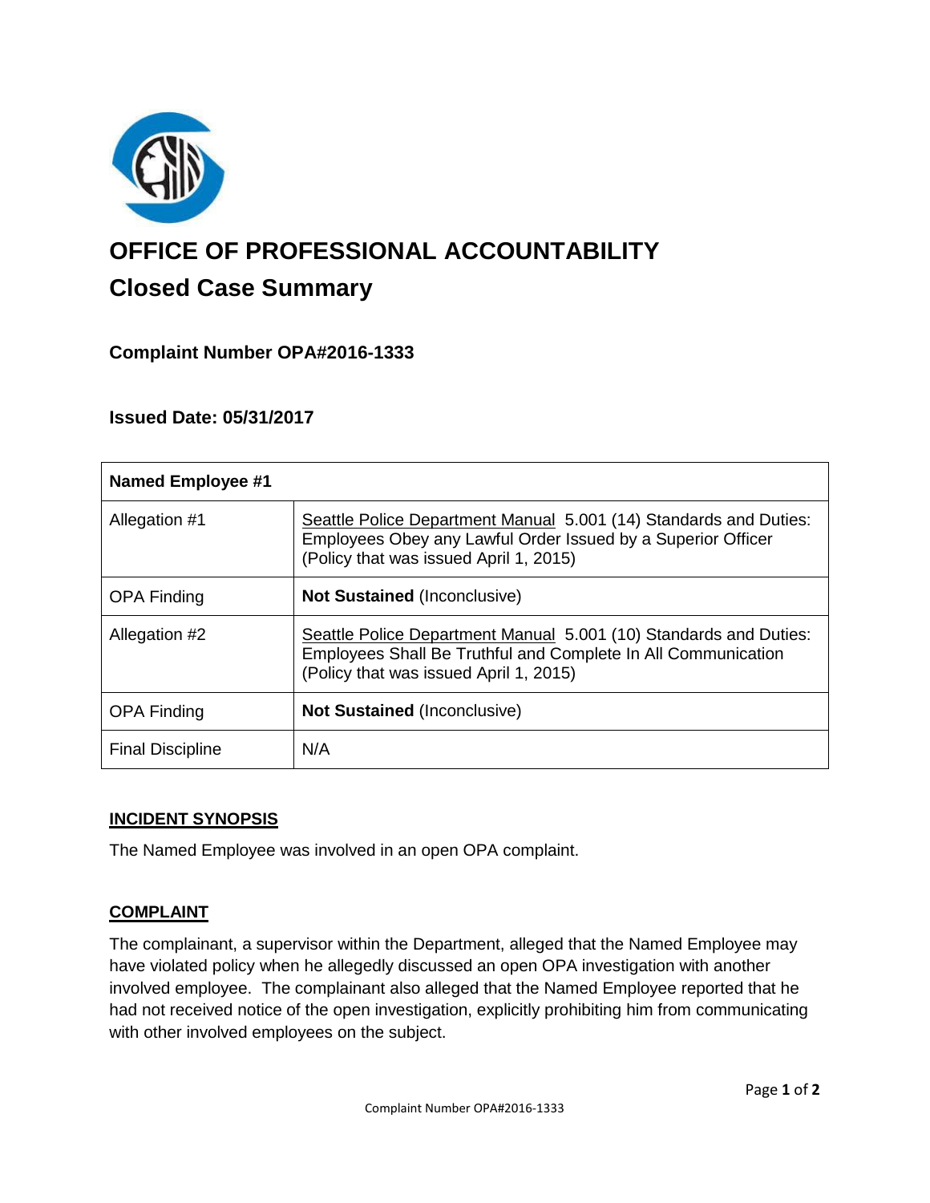# OFFICE OF PROFESSIONAL ACCOUNTABILITY

## Closed Case Summary

### Complaint Number OPA#2016-1333

### Issued Date: 05/31/2017

| Named Employee #1 | |
|---|---|
| Allegation #1 | Seattle Police Department Manual 5.001 (14) Standards and Duties: Employees Obey any Lawful Order Issued by a Superior Officer (Policy that was issued April 1, 2015) |
| OPA Finding | **Not Sustained** (Inconclusive) |
| Allegation #2 | Seattle Police Department Manual 5.001 (10) Standards and Duties: Employees Shall Be Truthful and Complete In All Communication (Policy that was issued April 1, 2015) |
| OPA Finding | **Not Sustained** (Inconclusive) |
| Final Discipline | N/A |

**INCIDENT SYNOPSIS**

The Named Employee was involved in an open OPA complaint.

**COMPLAINT**

The complainant, a supervisor within the Department, alleged that the Named Employee may have violated policy when he allegedly discussed an open OPA investigation with another involved employee. The complainant also alleged that the Named Employee reported that he had not received notice of the open investigation, explicitly prohibiting him from communicating with other involved employees on the subject.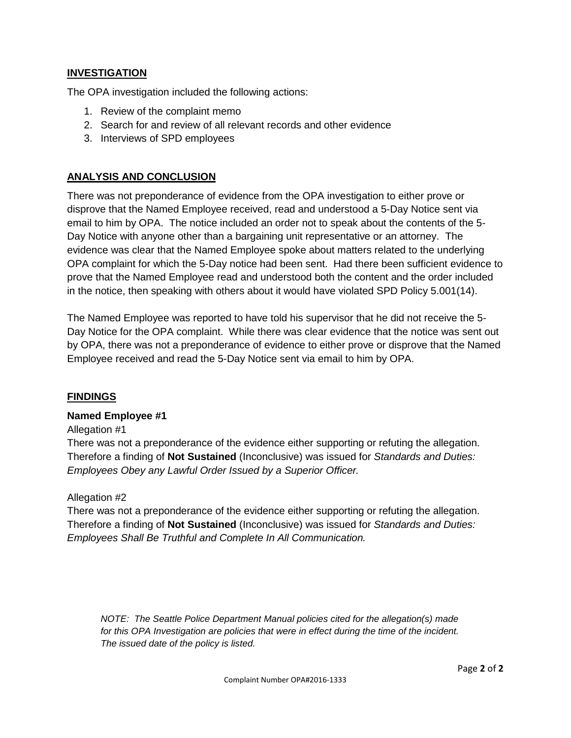## INVESTIGATION

The OPA investigation included the following actions:

1. Review of the complaint memo
2. Search for and review of all relevant records and other evidence
3. Interviews of SPD employees

## ANALYSIS AND CONCLUSION

There was not preponderance of evidence from the OPA investigation to either prove or disprove that the Named Employee received, read and understood a 5-Day Notice sent via email to him by OPA. The notice included an order not to speak about the contents of the 5-Day Notice with anyone other than a bargaining unit representative or an attorney. The evidence was clear that the Named Employee spoke about matters related to the underlying OPA complaint for which the 5-Day notice had been sent. Had there been sufficient evidence to prove that the Named Employee read and understood both the content and the order included in the notice, then speaking with others about it would have violated SPD Policy 5.001(14).

The Named Employee was reported to have told his supervisor that he did not receive the 5-Day Notice for the OPA complaint. While there was clear evidence that the notice was sent out by OPA, there was not a preponderance of evidence to either prove or disprove that the Named Employee received and read the 5-Day Notice sent via email to him by OPA.

## FINDINGS

**Named Employee #1**

Allegation #1

There was not a preponderance of the evidence either supporting or refuting the allegation. Therefore a finding of **Not Sustained** (Inconclusive) was issued for *Standards and Duties: Employees Obey any Lawful Order Issued by a Superior Officer.*

Allegation #2

There was not a preponderance of the evidence either supporting or refuting the allegation. Therefore a finding of **Not Sustained** (Inconclusive) was issued for *Standards and Duties: Employees Shall Be Truthful and Complete In All Communication.*

*NOTE: The Seattle Police Department Manual policies cited for the allegation(s) made for this OPA Investigation are policies that were in effect during the time of the incident. The issued date of the policy is listed.*

Complaint Number OPA#2016-1333